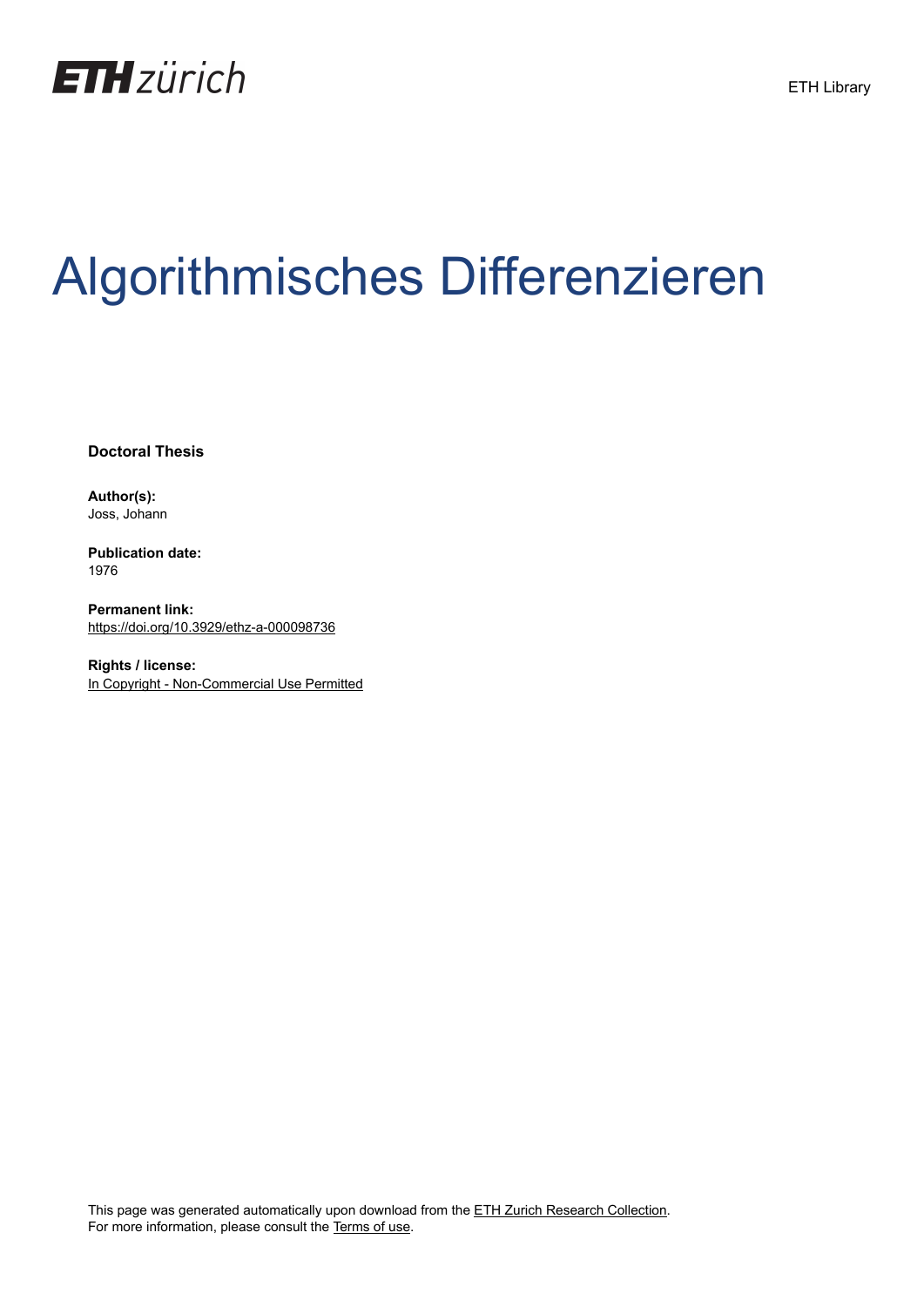ETH zürich

ETH Library

# Algorithmisches Differenzieren

**Doctoral Thesis**

**Author(s):**
Joss, Johann

**Publication date:**
1976

**Permanent link:**
https://doi.org/10.3929/ethz-a-000098736

**Rights / license:**
In Copyright - Non-Commercial Use Permitted

This page was generated automatically upon download from the ETH Zurich Research Collection.
For more information, please consult the Terms of use.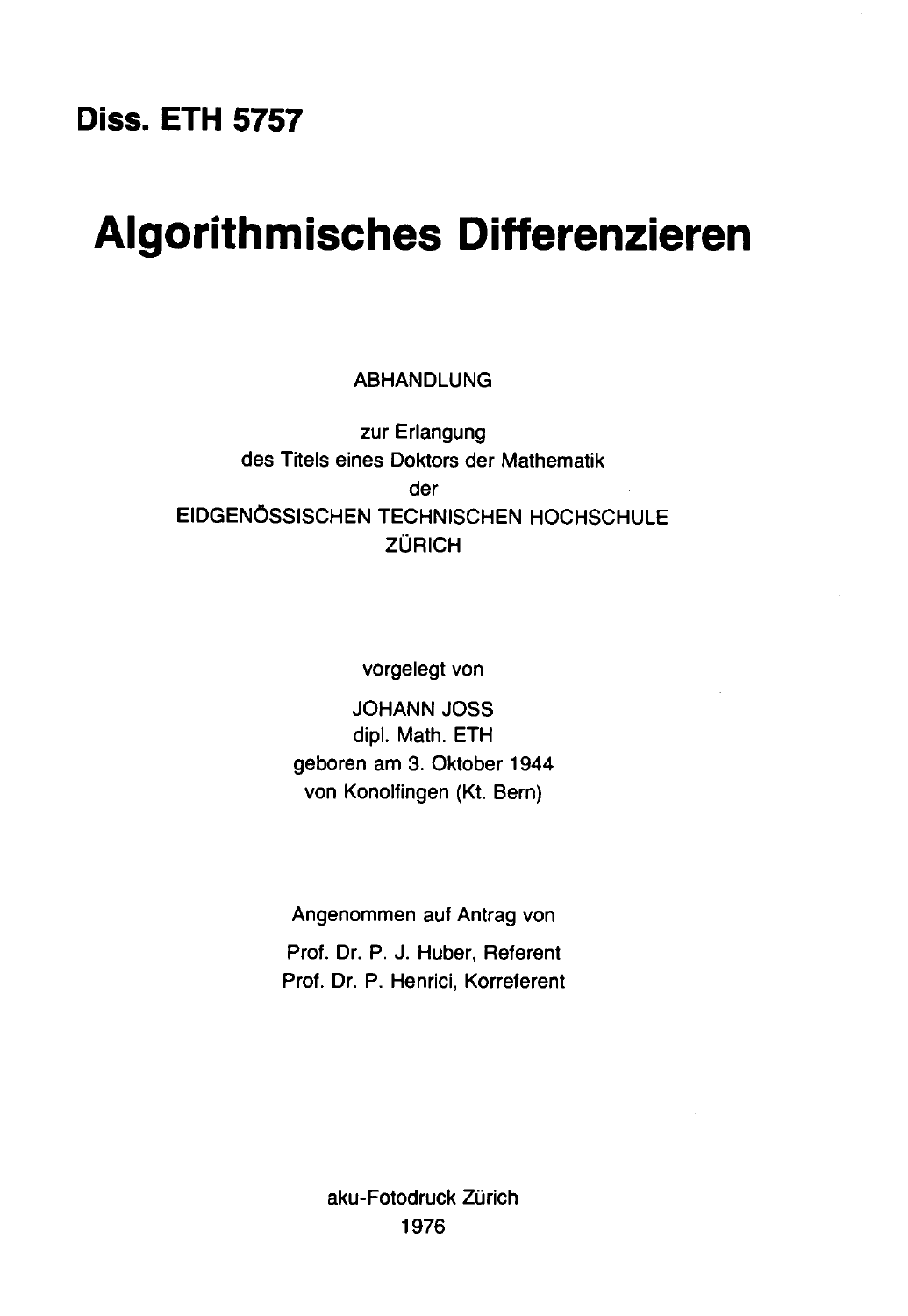**Diss. ETH 5757**

# Algorithmisches Differenzieren

ABHANDLUNG

zur Erlangung
des Titels eines Doktors der Mathematik
der
EIDGENÖSSISCHEN TECHNISCHEN HOCHSCHULE
ZÜRICH

vorgelegt von

JOHANN JOSS
dipl. Math. ETH
geboren am 3. Oktober 1944
von Konolfingen (Kt. Bern)

Angenommen auf Antrag von

Prof. Dr. P. J. Huber, Referent
Prof. Dr. P. Henrici, Korreferent

aku-Fotodruck Zürich
1976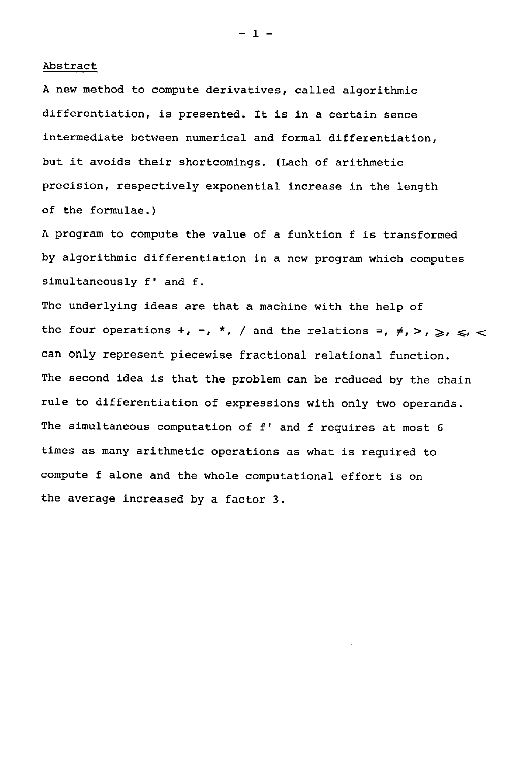## Abstract

A new method to compute derivatives, called algorithmic differentiation, is presented. It is in a certain sence intermediate between numerical and formal differentiation, but it avoids their shortcomings. (Lach of arithmetic precision, respectively exponential increase in the length of the formulae.)

A program to compute the value of a funktion f is transformed by algorithmic differentiation in a new program which computes simultaneously f' and f.

The underlying ideas are that a machine with the help of the four operations +, -, *, / and the relations $=, \neq, >, \geqslant, \leqslant, <$ can only represent piecewise fractional relational function.

The second idea is that the problem can be reduced by the chain rule to differentiation of expressions with only two operands.

The simultaneous computation of f' and f requires at most 6 times as many arithmetic operations as what is required to compute f alone and the whole computational effort is on the average increased by a factor 3.